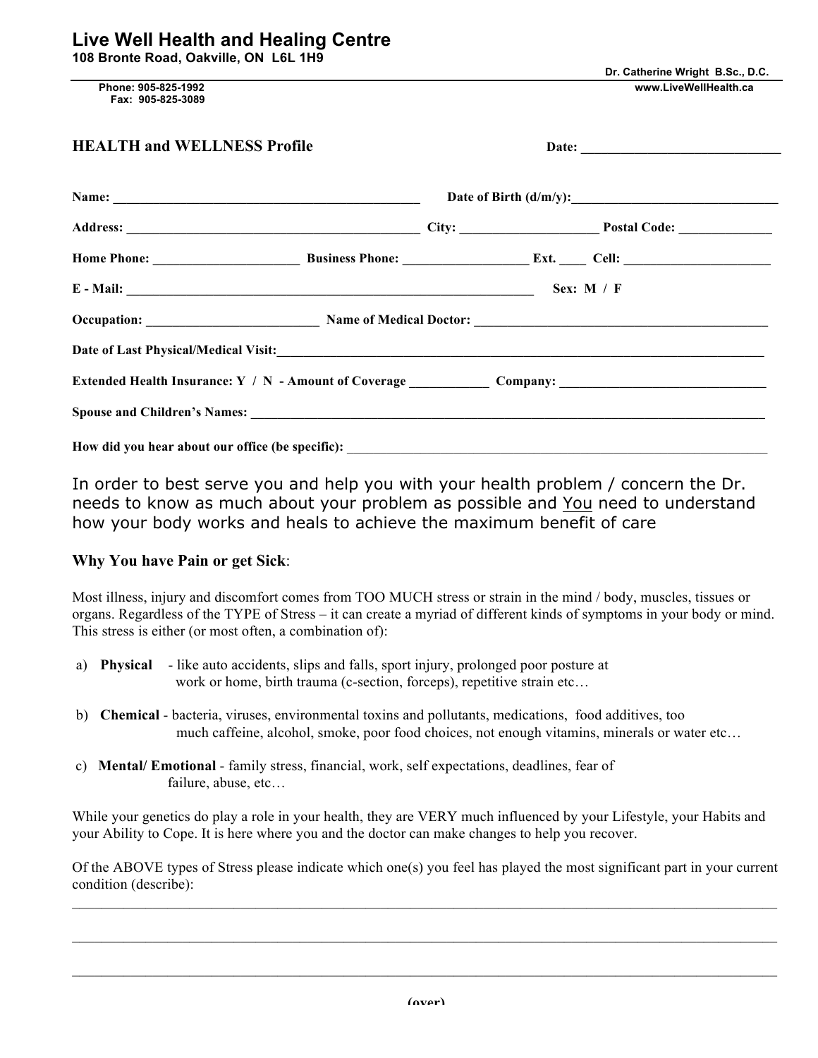# Live Well Health and Healing Centre

**108 Bronte Road, Oakville, ON L6L 1H9**

**Dr. Catherine Wright B.Sc., D.C.**

**Phone: 905-825-1992**
**Fax: 905-825-3089**

**www.LiveWellHealth.ca**

## HEALTH and WELLNESS Profile

**Date:** ______________________________

**Name:** _____________________________________________ **Date of Birth (d/m/y):** _______________________________

**Address:** ____________________________________________ **City:** ____________________ **Postal Code:** ______________

**Home Phone:** _____________________ **Business Phone:** __________________ **Ext.** ____ **Cell:** _____________________

**E - Mail:** _____________________________________________________________ **Sex: M / F**

**Occupation:** _________________________ **Name of Medical Doctor:** ____________________________________________

**Date of Last Physical/Medical Visit:** ___________________________________________________________________________

**Extended Health Insurance: Y / N - Amount of Coverage** ___________ **Company:** ______________________________

**Spouse and Children's Names:** _________________________________________________________________________

**How did you hear about our office (be specific):** ________________________________________________________________

In order to best serve you and help you with your health problem / concern the Dr. needs to know as much about your problem as possible and You need to understand how your body works and heals to achieve the maximum benefit of care

### Why You have Pain or get Sick:

Most illness, injury and discomfort comes from TOO MUCH stress or strain in the mind / body, muscles, tissues or organs. Regardless of the TYPE of Stress – it can create a myriad of different kinds of symptoms in your body or mind. This stress is either (or most often, a combination of):

a) **Physical** - like auto accidents, slips and falls, sport injury, prolonged poor posture at work or home, birth trauma (c-section, forceps), repetitive strain etc…

b) **Chemical** - bacteria, viruses, environmental toxins and pollutants, medications, food additives, too much caffeine, alcohol, smoke, poor food choices, not enough vitamins, minerals or water etc…

c) **Mental/ Emotional** - family stress, financial, work, self expectations, deadlines, fear of failure, abuse, etc…

While your genetics do play a role in your health, they are VERY much influenced by your Lifestyle, your Habits and your Ability to Cope. It is here where you and the doctor can make changes to help you recover.

Of the ABOVE types of Stress please indicate which one(s) you feel has played the most significant part in your current condition (describe):

_____________________________________________________________________________________________

_____________________________________________________________________________________________

_____________________________________________________________________________________________

(over)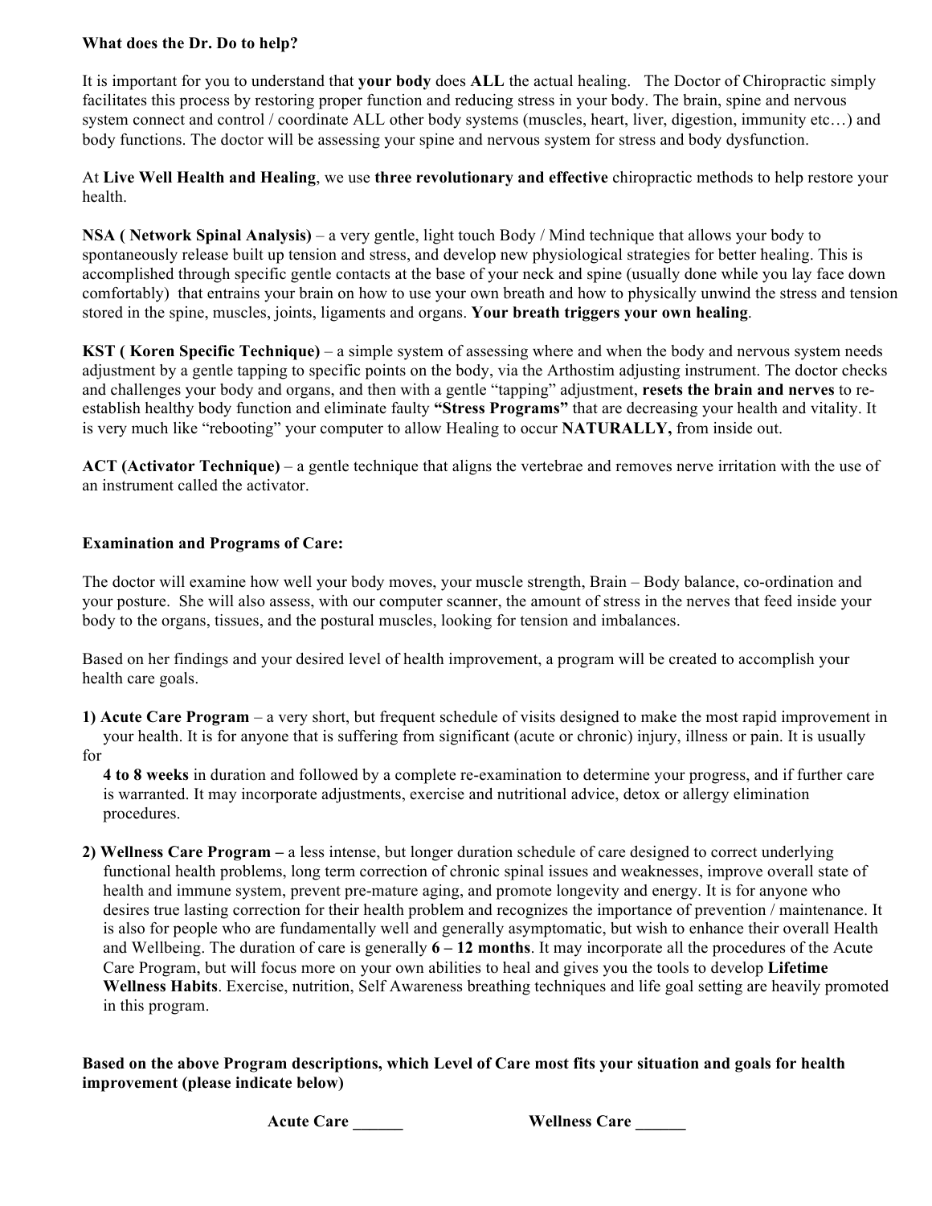**What does the Dr. Do to help?**

It is important for you to understand that **your body** does **ALL** the actual healing. The Doctor of Chiropractic simply facilitates this process by restoring proper function and reducing stress in your body. The brain, spine and nervous system connect and control / coordinate ALL other body systems (muscles, heart, liver, digestion, immunity etc…) and body functions. The doctor will be assessing your spine and nervous system for stress and body dysfunction.

At **Live Well Health and Healing**, we use **three revolutionary and effective** chiropractic methods to help restore your health.

**NSA ( Network Spinal Analysis)** – a very gentle, light touch Body / Mind technique that allows your body to spontaneously release built up tension and stress, and develop new physiological strategies for better healing. This is accomplished through specific gentle contacts at the base of your neck and spine (usually done while you lay face down comfortably) that entrains your brain on how to use your own breath and how to physically unwind the stress and tension stored in the spine, muscles, joints, ligaments and organs. **Your breath triggers your own healing**.

**KST ( Koren Specific Technique)** – a simple system of assessing where and when the body and nervous system needs adjustment by a gentle tapping to specific points on the body, via the Arthostim adjusting instrument. The doctor checks and challenges your body and organs, and then with a gentle "tapping" adjustment, **resets the brain and nerves** to re-establish healthy body function and eliminate faulty **"Stress Programs"** that are decreasing your health and vitality. It is very much like "rebooting" your computer to allow Healing to occur **NATURALLY,** from inside out.

**ACT (Activator Technique)** – a gentle technique that aligns the vertebrae and removes nerve irritation with the use of an instrument called the activator.

**Examination and Programs of Care:**

The doctor will examine how well your body moves, your muscle strength, Brain – Body balance, co-ordination and your posture. She will also assess, with our computer scanner, the amount of stress in the nerves that feed inside your body to the organs, tissues, and the postural muscles, looking for tension and imbalances.

Based on her findings and your desired level of health improvement, a program will be created to accomplish your health care goals.

**1) Acute Care Program** – a very short, but frequent schedule of visits designed to make the most rapid improvement in your health. It is for anyone that is suffering from significant (acute or chronic) injury, illness or pain. It is usually for **4 to 8 weeks** in duration and followed by a complete re-examination to determine your progress, and if further care is warranted. It may incorporate adjustments, exercise and nutritional advice, detox or allergy elimination procedures.

**2) Wellness Care Program –** a less intense, but longer duration schedule of care designed to correct underlying functional health problems, long term correction of chronic spinal issues and weaknesses, improve overall state of health and immune system, prevent pre-mature aging, and promote longevity and energy. It is for anyone who desires true lasting correction for their health problem and recognizes the importance of prevention / maintenance. It is also for people who are fundamentally well and generally asymptomatic, but wish to enhance their overall Health and Wellbeing. The duration of care is generally **6 – 12 months**. It may incorporate all the procedures of the Acute Care Program, but will focus more on your own abilities to heal and gives you the tools to develop **Lifetime Wellness Habits**. Exercise, nutrition, Self Awareness breathing techniques and life goal setting are heavily promoted in this program.

**Based on the above Program descriptions, which Level of Care most fits your situation and goals for health improvement (please indicate below)**

**Acute Care ______** **Wellness Care ______**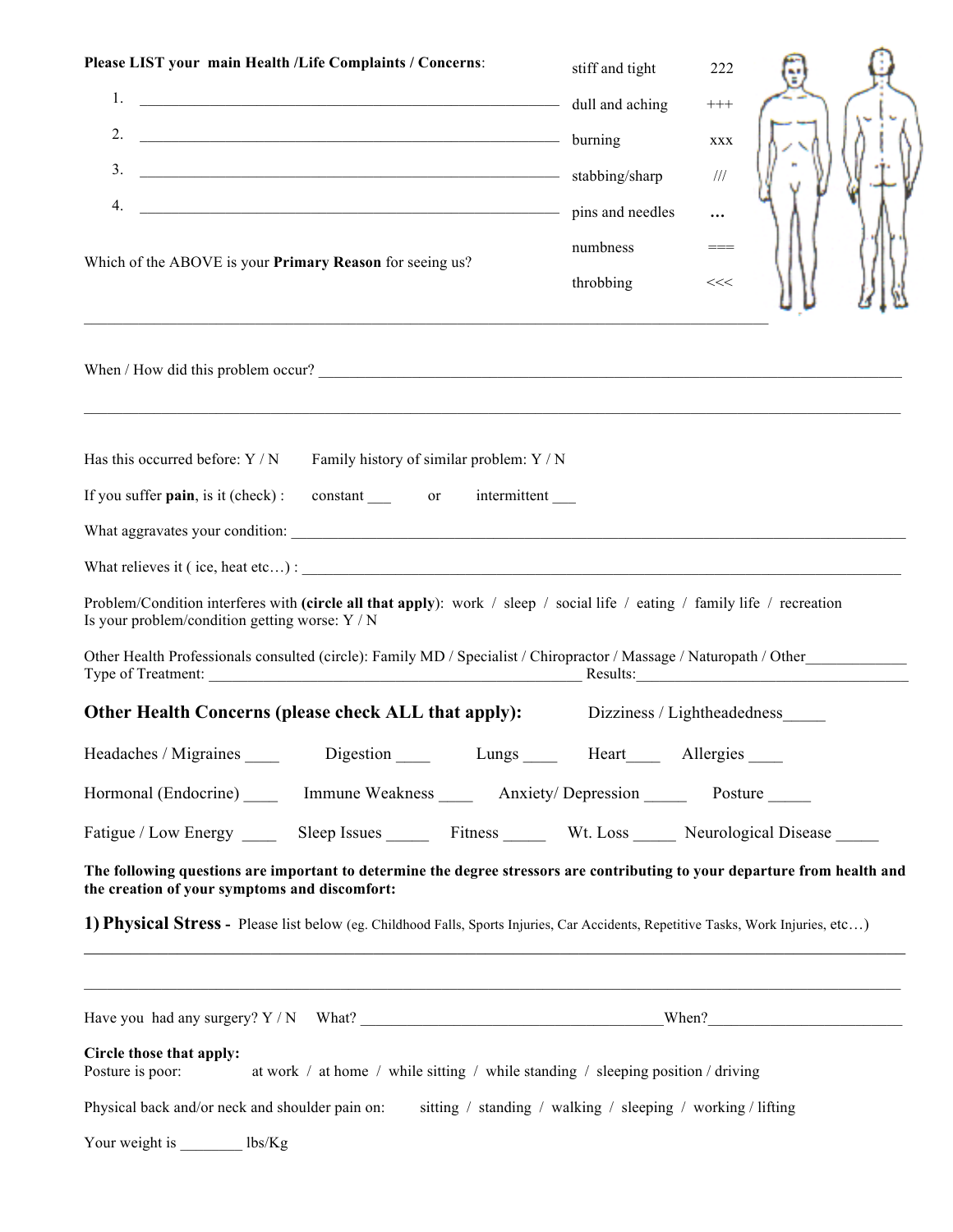**Please LIST your main Health /Life Complaints / Concerns**:

1. ______________________________________________________
2. ______________________________________________________
3. ______________________________________________________
4. ______________________________________________________

| | |
|---|---|
| stiff and tight | 222 |
| dull and aching | +++ |
| burning | xxx |
| stabbing/sharp | /// |
| pins and needles | … |
| numbness | === |
| throbbing | <<< |

Which of the ABOVE is your **Primary Reason** for seeing us?

_____________________________________________________________________________________

When / How did this problem occur? ____________________________________________________________

_____________________________________________________________________________________

Has this occurred before: Y / N      Family history of similar problem: Y / N

If you suffer **pain**, is it (check) :      constant ___      or      intermittent ___

What aggravates your condition: ________________________________________________________

What relieves it ( ice, heat etc…) : _____________________________________________________

Problem/Condition interferes with **(circle all that apply)**: work / sleep / social life / eating / family life / recreation
Is your problem/condition getting worse: Y / N

Other Health Professionals consulted (circle): Family MD / Specialist / Chiropractor / Massage / Naturopath / Other_____________
Type of Treatment: ______________________________________________ Results:___________________________________

## Other Health Concerns (please check ALL that apply):

Dizziness / Lightheadedness_____

Headaches / Migraines ____      Digestion ____      Lungs ____      Heart____      Allergies ____

Hormonal (Endocrine) ____      Immune Weakness ____      Anxiety/ Depression _____      Posture _____

Fatigue / Low Energy ____      Sleep Issues _____      Fitness _____      Wt. Loss _____      Neurological Disease _____

**The following questions are important to determine the degree stressors are contributing to your departure from health and the creation of your symptoms and discomfort:**

**1) Physical Stress** - Please list below (eg. Childhood Falls, Sports Injuries, Car Accidents, Repetitive Tasks, Work Injuries, etc…)

_____________________________________________________________________________________

_____________________________________________________________________________________

Have you had any surgery? Y / N      What? ________________________________________When?_________________________

**Circle those that apply:**
Posture is poor:      at work / at home / while sitting / while standing / sleeping position / driving

Physical back and/or neck and shoulder pain on:      sitting / standing / walking / sleeping / working / lifting

Your weight is ________ lbs/Kg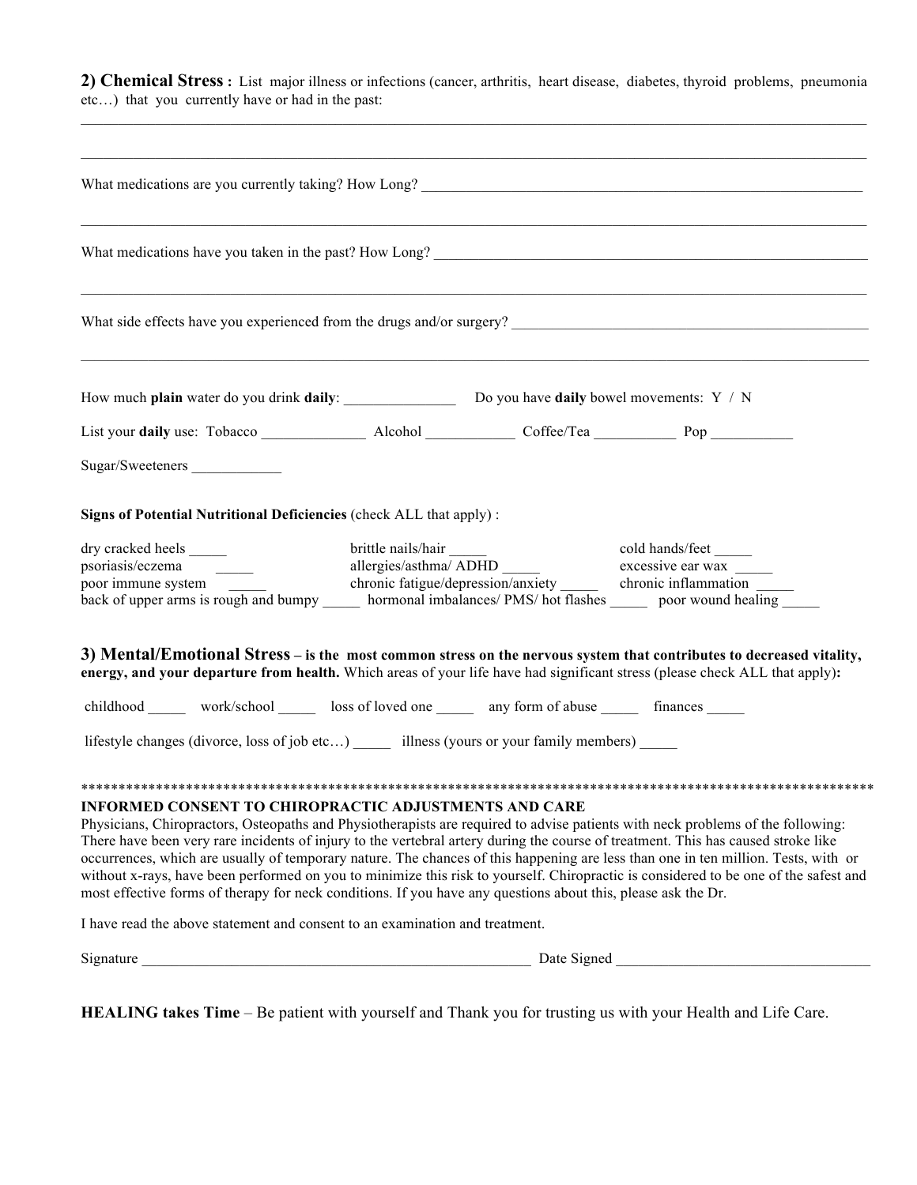**2) Chemical Stress :** List major illness or infections (cancer, arthritis, heart disease, diabetes, thyroid problems, pneumonia etc…) that you currently have or had in the past:

_______________________________________________________________________________

_______________________________________________________________________________

What medications are you currently taking? How Long? ___________________________________________

_______________________________________________________________________________

What medications have you taken in the past? How Long? _________________________________________

_______________________________________________________________________________

What side effects have you experienced from the drugs and/or surgery? ______________________________

_______________________________________________________________________________

How much **plain** water do you drink **daily**: _______________ Do you have **daily** bowel movements: Y / N

List your **daily** use: Tobacco ______________ Alcohol ____________ Coffee/Tea ___________ Pop ___________

Sugar/Sweeteners ____________

**Signs of Potential Nutritional Deficiencies** (check ALL that apply) :

dry cracked heels _____
psoriasis/eczema _____
poor immune system _____
back of upper arms is rough and bumpy _____
brittle nails/hair _____
allergies/asthma/ ADHD _____
chronic fatigue/depression/anxiety _____
hormonal imbalances/ PMS/ hot flashes _____
cold hands/feet _____
excessive ear wax _____
chronic inflammation _____
poor wound healing _____

**3) Mental/Emotional Stress – is the most common stress on the nervous system that contributes to decreased vitality, energy, and your departure from health.** Which areas of your life have had significant stress (please check ALL that apply)**:**

childhood _____ work/school _____ loss of loved one _____ any form of abuse _____ finances _____

lifestyle changes (divorce, loss of job etc…) _____ illness (yours or your family members) _____

************************************************************************************************************

**INFORMED CONSENT TO CHIROPRACTIC ADJUSTMENTS AND CARE**

Physicians, Chiropractors, Osteopaths and Physiotherapists are required to advise patients with neck problems of the following: There have been very rare incidents of injury to the vertebral artery during the course of treatment. This has caused stroke like occurrences, which are usually of temporary nature. The chances of this happening are less than one in ten million. Tests, with or without x-rays, have been performed on you to minimize this risk to yourself. Chiropractic is considered to be one of the safest and most effective forms of therapy for neck conditions. If you have any questions about this, please ask the Dr.

I have read the above statement and consent to an examination and treatment.

Signature _____________________________________________ Date Signed ______________________________

**HEALING takes Time** – Be patient with yourself and Thank you for trusting us with your Health and Life Care.